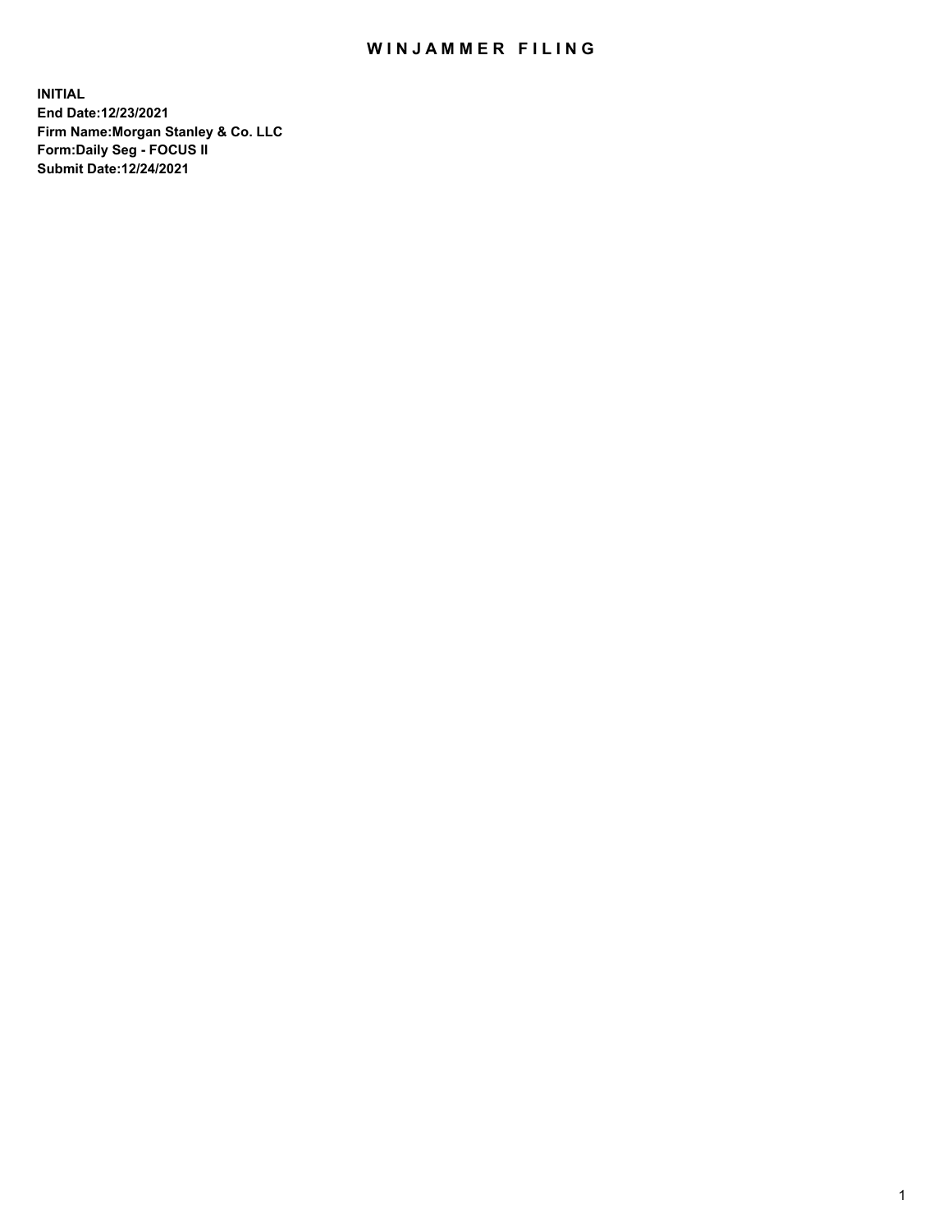# WINJAMMER FILING

**INITIAL**
**End Date:12/23/2021**
**Firm Name:Morgan Stanley & Co. LLC**
**Form:Daily Seg - FOCUS II**
**Submit Date:12/24/2021**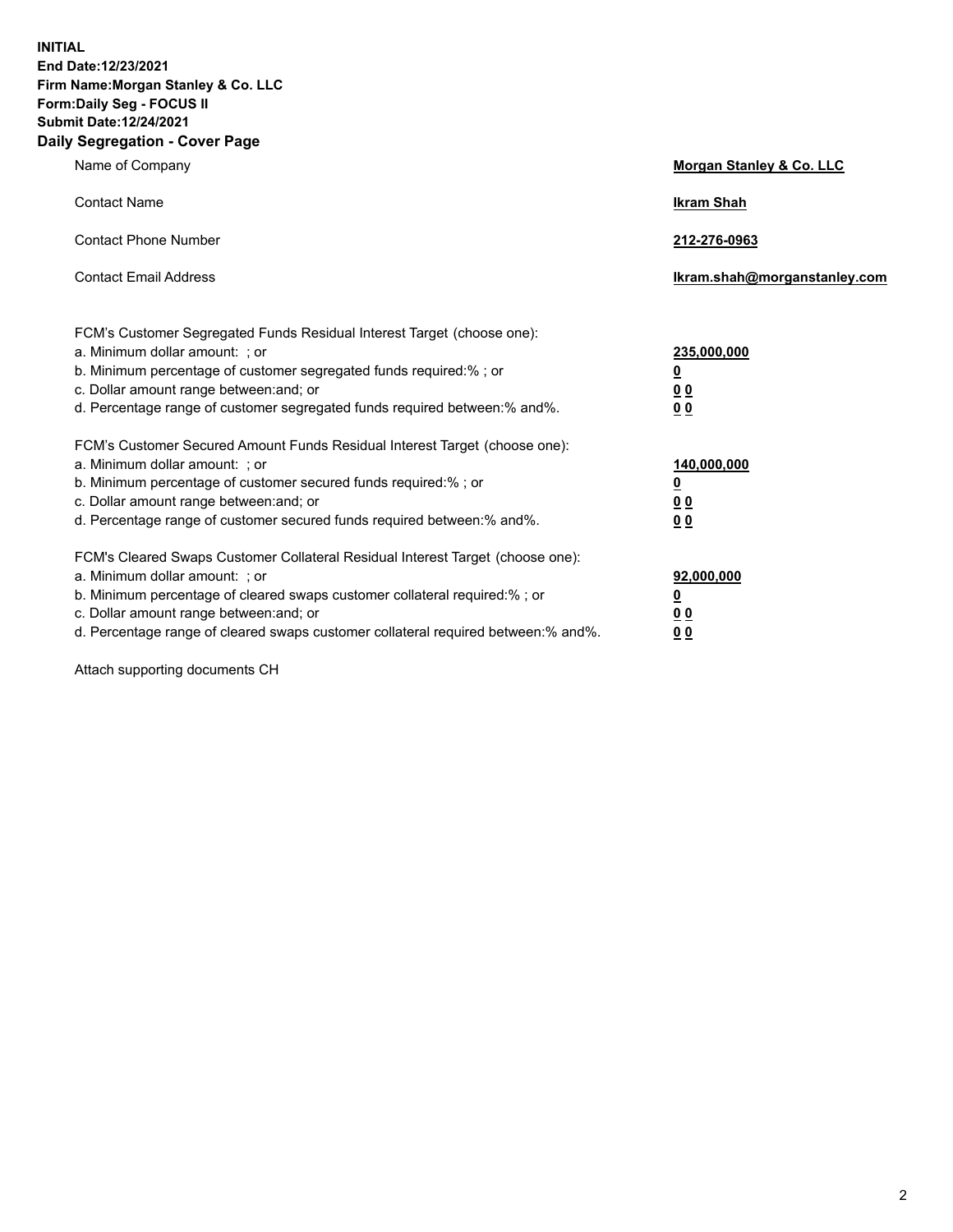**INITIAL**
**End Date:12/23/2021**
**Firm Name:Morgan Stanley & Co. LLC**
**Form:Daily Seg - FOCUS II**
**Submit Date:12/24/2021**

## Daily Segregation - Cover Page

| | |
|---|---|
| Name of Company | **Morgan Stanley & Co. LLC** |
| Contact Name | **Ikram Shah** |
| Contact Phone Number | **212-276-0963** |
| Contact Email Address | **Ikram.shah@morganstanley.com** |

| | |
|---|---|
| FCM's Customer Segregated Funds Residual Interest Target (choose one): | |
| a. Minimum dollar amount: ; or | **235,000,000** |
| b. Minimum percentage of customer segregated funds required:% ; or | **0** |
| c. Dollar amount range between:and; or | **0 0** |
| d. Percentage range of customer segregated funds required between:% and%. | **0 0** |
| FCM's Customer Secured Amount Funds Residual Interest Target (choose one): | |
| a. Minimum dollar amount: ; or | **140,000,000** |
| b. Minimum percentage of customer secured funds required:% ; or | **0** |
| c. Dollar amount range between:and; or | **0 0** |
| d. Percentage range of customer secured funds required between:% and%. | **0 0** |
| FCM's Cleared Swaps Customer Collateral Residual Interest Target (choose one): | |
| a. Minimum dollar amount: ; or | **92,000,000** |
| b. Minimum percentage of cleared swaps customer collateral required:% ; or | **0** |
| c. Dollar amount range between:and; or | **0 0** |
| d. Percentage range of cleared swaps customer collateral required between:% and%. | **0 0** |

Attach supporting documents CH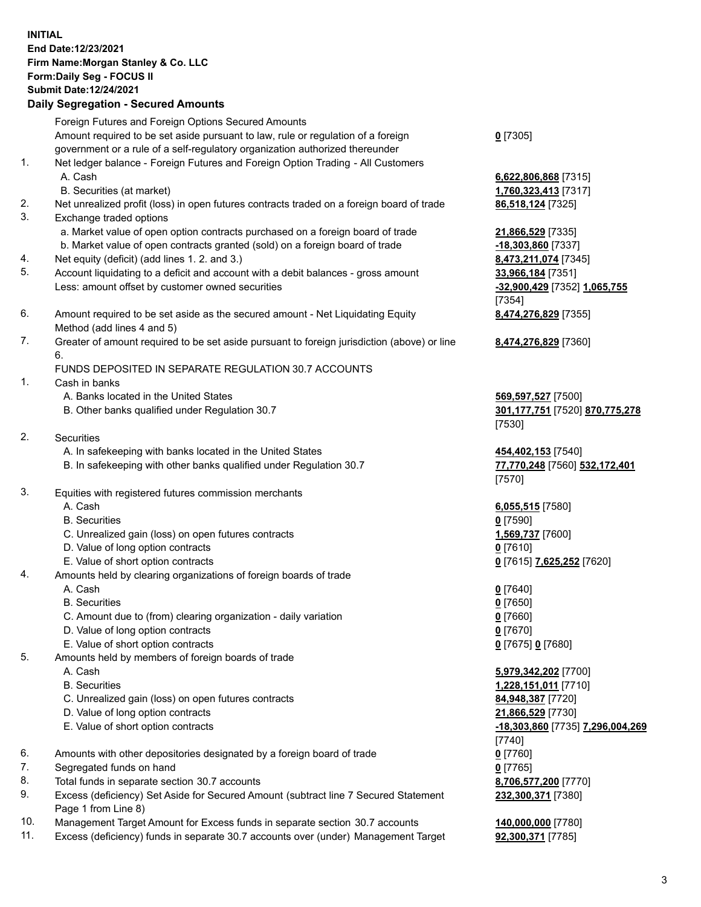**INITIAL**
**End Date:12/23/2021**
**Firm Name:Morgan Stanley & Co. LLC**
**Form:Daily Seg - FOCUS II**
**Submit Date:12/24/2021**

## Daily Segregation - Secured Amounts

| | | |
|---|---|---|
| | Foreign Futures and Foreign Options Secured Amounts | |
| | Amount required to be set aside pursuant to law, rule or regulation of a foreign government or a rule of a self-regulatory organization authorized thereunder | **0** [7305] |
| 1. | Net ledger balance - Foreign Futures and Foreign Option Trading - All Customers | |
| | A. Cash | **6,622,806,868** [7315] |
| | B. Securities (at market) | **1,760,323,413** [7317] |
| 2. | Net unrealized profit (loss) in open futures contracts traded on a foreign board of trade | **86,518,124** [7325] |
| 3. | Exchange traded options | |
| | a. Market value of open option contracts purchased on a foreign board of trade | **21,866,529** [7335] |
| | b. Market value of open contracts granted (sold) on a foreign board of trade | **-18,303,860** [7337] |
| 4. | Net equity (deficit) (add lines 1. 2. and 3.) | **8,473,211,074** [7345] |
| 5. | Account liquidating to a deficit and account with a debit balances - gross amount | **33,966,184** [7351] |
| | Less: amount offset by customer owned securities | **-32,900,429** [7352] **1,065,755** [7354] |
| 6. | Amount required to be set aside as the secured amount - Net Liquidating Equity Method (add lines 4 and 5) | **8,474,276,829** [7355] |
| 7. | Greater of amount required to be set aside pursuant to foreign jurisdiction (above) or line 6. | **8,474,276,829** [7360] |
| | FUNDS DEPOSITED IN SEPARATE REGULATION 30.7 ACCOUNTS | |
| 1. | Cash in banks | |
| | A. Banks located in the United States | **569,597,527** [7500] |
| | B. Other banks qualified under Regulation 30.7 | **301,177,751** [7520] **870,775,278** [7530] |
| 2. | Securities | |
| | A. In safekeeping with banks located in the United States | **454,402,153** [7540] |
| | B. In safekeeping with other banks qualified under Regulation 30.7 | **77,770,248** [7560] **532,172,401** [7570] |
| 3. | Equities with registered futures commission merchants | |
| | A. Cash | **6,055,515** [7580] |
| | B. Securities | **0** [7590] |
| | C. Unrealized gain (loss) on open futures contracts | **1,569,737** [7600] |
| | D. Value of long option contracts | **0** [7610] |
| | E. Value of short option contracts | **0** [7615] **7,625,252** [7620] |
| 4. | Amounts held by clearing organizations of foreign boards of trade | |
| | A. Cash | **0** [7640] |
| | B. Securities | **0** [7650] |
| | C. Amount due to (from) clearing organization - daily variation | **0** [7660] |
| | D. Value of long option contracts | **0** [7670] |
| | E. Value of short option contracts | **0** [7675] **0** [7680] |
| 5. | Amounts held by members of foreign boards of trade | |
| | A. Cash | **5,979,342,202** [7700] |
| | B. Securities | **1,228,151,011** [7710] |
| | C. Unrealized gain (loss) on open futures contracts | **84,948,387** [7720] |
| | D. Value of long option contracts | **21,866,529** [7730] |
| | E. Value of short option contracts | **-18,303,860** [7735] **7,296,004,269** [7740] |
| 6. | Amounts with other depositories designated by a foreign board of trade | **0** [7760] |
| 7. | Segregated funds on hand | **0** [7765] |
| 8. | Total funds in separate section 30.7 accounts | **8,706,577,200** [7770] |
| 9. | Excess (deficiency) Set Aside for Secured Amount (subtract line 7 Secured Statement Page 1 from Line 8) | **232,300,371** [7380] |
| 10. | Management Target Amount for Excess funds in separate section 30.7 accounts | **140,000,000** [7780] |
| 11. | Excess (deficiency) funds in separate 30.7 accounts over (under) Management Target | **92,300,371** [7785] |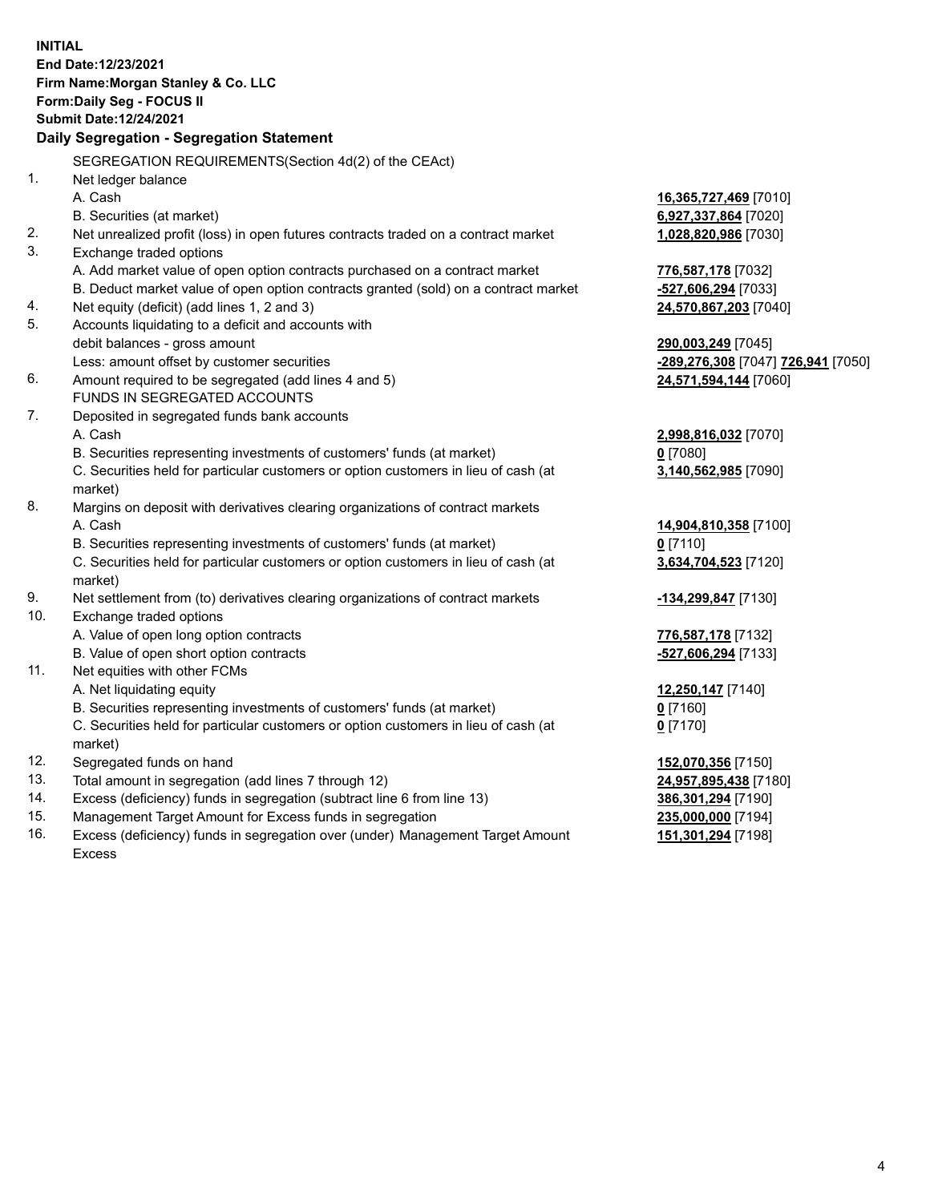**INITIAL**
**End Date:12/23/2021**
**Firm Name:Morgan Stanley & Co. LLC**
**Form:Daily Seg - FOCUS II**
**Submit Date:12/24/2021**

## Daily Segregation - Segregation Statement

| | | |
|---|---|---|
| | SEGREGATION REQUIREMENTS(Section 4d(2) of the CEAct) | |
| 1. | Net ledger balance | |
| | A. Cash | **16,365,727,469** [7010] |
| | B. Securities (at market) | **6,927,337,864** [7020] |
| 2. | Net unrealized profit (loss) in open futures contracts traded on a contract market | **1,028,820,986** [7030] |
| 3. | Exchange traded options | |
| | A. Add market value of open option contracts purchased on a contract market | **776,587,178** [7032] |
| | B. Deduct market value of open option contracts granted (sold) on a contract market | **-527,606,294** [7033] |
| 4. | Net equity (deficit) (add lines 1, 2 and 3) | **24,570,867,203** [7040] |
| 5. | Accounts liquidating to a deficit and accounts with | |
| | debit balances - gross amount | **290,003,249** [7045] |
| | Less: amount offset by customer securities | **-289,276,308** [7047] **726,941** [7050] |
| 6. | Amount required to be segregated (add lines 4 and 5) | **24,571,594,144** [7060] |
| | FUNDS IN SEGREGATED ACCOUNTS | |
| 7. | Deposited in segregated funds bank accounts | |
| | A. Cash | **2,998,816,032** [7070] |
| | B. Securities representing investments of customers' funds (at market) | **0** [7080] |
| | C. Securities held for particular customers or option customers in lieu of cash (at market) | **3,140,562,985** [7090] |
| 8. | Margins on deposit with derivatives clearing organizations of contract markets | |
| | A. Cash | **14,904,810,358** [7100] |
| | B. Securities representing investments of customers' funds (at market) | **0** [7110] |
| | C. Securities held for particular customers or option customers in lieu of cash (at market) | **3,634,704,523** [7120] |
| 9. | Net settlement from (to) derivatives clearing organizations of contract markets | **-134,299,847** [7130] |
| 10. | Exchange traded options | |
| | A. Value of open long option contracts | **776,587,178** [7132] |
| | B. Value of open short option contracts | **-527,606,294** [7133] |
| 11. | Net equities with other FCMs | |
| | A. Net liquidating equity | **12,250,147** [7140] |
| | B. Securities representing investments of customers' funds (at market) | **0** [7160] |
| | C. Securities held for particular customers or option customers in lieu of cash (at market) | **0** [7170] |
| 12. | Segregated funds on hand | **152,070,356** [7150] |
| 13. | Total amount in segregation (add lines 7 through 12) | **24,957,895,438** [7180] |
| 14. | Excess (deficiency) funds in segregation (subtract line 6 from line 13) | **386,301,294** [7190] |
| 15. | Management Target Amount for Excess funds in segregation | **235,000,000** [7194] |
| 16. | Excess (deficiency) funds in segregation over (under) Management Target Amount Excess | **151,301,294** [7198] |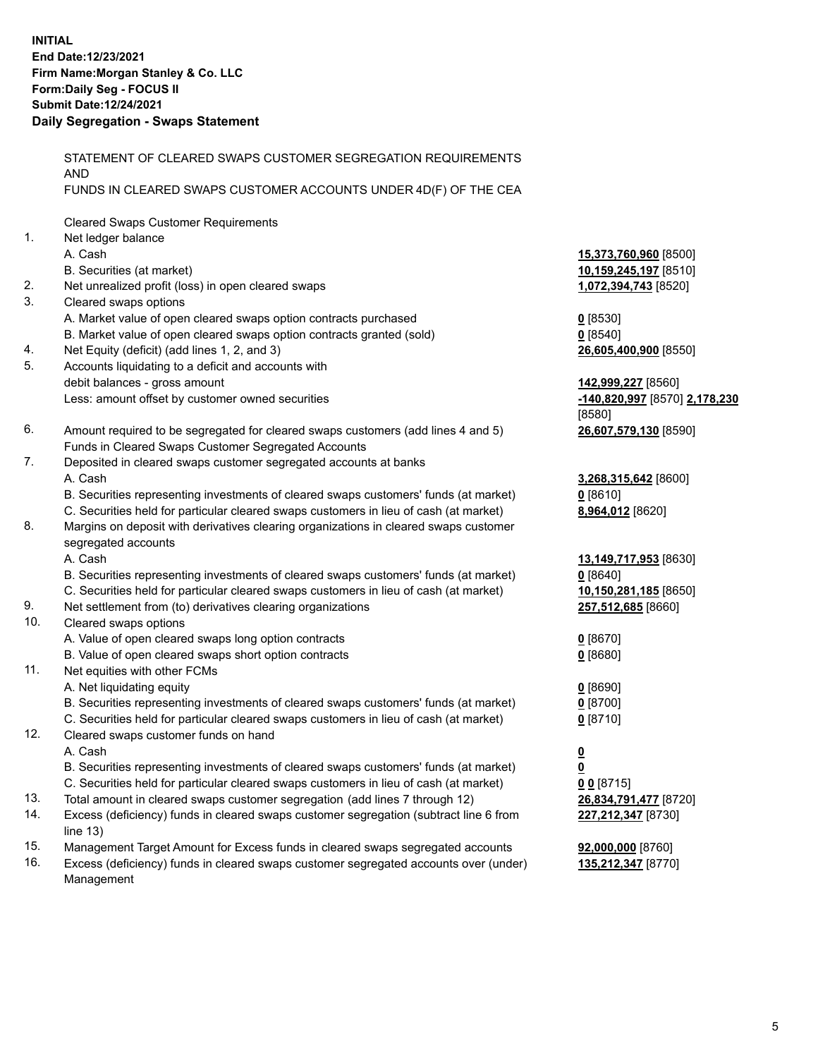**INITIAL**
**End Date:12/23/2021**
**Firm Name:Morgan Stanley & Co. LLC**
**Form:Daily Seg - FOCUS II**
**Submit Date:12/24/2021**
**Daily Segregation - Swaps Statement**

STATEMENT OF CLEARED SWAPS CUSTOMER SEGREGATION REQUIREMENTS AND
FUNDS IN CLEARED SWAPS CUSTOMER ACCOUNTS UNDER 4D(F) OF THE CEA

| | | |
|---|---|---|
| | Cleared Swaps Customer Requirements | |
| 1. | Net ledger balance | |
| | A. Cash | **15,373,760,960** [8500] |
| | B. Securities (at market) | **10,159,245,197** [8510] |
| 2. | Net unrealized profit (loss) in open cleared swaps | **1,072,394,743** [8520] |
| 3. | Cleared swaps options | |
| | A. Market value of open cleared swaps option contracts purchased | **0** [8530] |
| | B. Market value of open cleared swaps option contracts granted (sold) | **0** [8540] |
| 4. | Net Equity (deficit) (add lines 1, 2, and 3) | **26,605,400,900** [8550] |
| 5. | Accounts liquidating to a deficit and accounts with | |
| | debit balances - gross amount | **142,999,227** [8560] |
| | Less: amount offset by customer owned securities | **-140,820,997** [8570] **2,178,230** [8580] |
| 6. | Amount required to be segregated for cleared swaps customers (add lines 4 and 5) | **26,607,579,130** [8590] |
| | Funds in Cleared Swaps Customer Segregated Accounts | |
| 7. | Deposited in cleared swaps customer segregated accounts at banks | |
| | A. Cash | **3,268,315,642** [8600] |
| | B. Securities representing investments of cleared swaps customers' funds (at market) | **0** [8610] |
| | C. Securities held for particular cleared swaps customers in lieu of cash (at market) | **8,964,012** [8620] |
| 8. | Margins on deposit with derivatives clearing organizations in cleared swaps customer segregated accounts | |
| | A. Cash | **13,149,717,953** [8630] |
| | B. Securities representing investments of cleared swaps customers' funds (at market) | **0** [8640] |
| | C. Securities held for particular cleared swaps customers in lieu of cash (at market) | **10,150,281,185** [8650] |
| 9. | Net settlement from (to) derivatives clearing organizations | **257,512,685** [8660] |
| 10. | Cleared swaps options | |
| | A. Value of open cleared swaps long option contracts | **0** [8670] |
| | B. Value of open cleared swaps short option contracts | **0** [8680] |
| 11. | Net equities with other FCMs | |
| | A. Net liquidating equity | **0** [8690] |
| | B. Securities representing investments of cleared swaps customers' funds (at market) | **0** [8700] |
| | C. Securities held for particular cleared swaps customers in lieu of cash (at market) | **0** [8710] |
| 12. | Cleared swaps customer funds on hand | |
| | A. Cash | **0** |
| | B. Securities representing investments of cleared swaps customers' funds (at market) | **0** |
| | C. Securities held for particular cleared swaps customers in lieu of cash (at market) | **0** **0** [8715] |
| 13. | Total amount in cleared swaps customer segregation (add lines 7 through 12) | **26,834,791,477** [8720] |
| 14. | Excess (deficiency) funds in cleared swaps customer segregation (subtract line 6 from line 13) | **227,212,347** [8730] |
| 15. | Management Target Amount for Excess funds in cleared swaps segregated accounts | **92,000,000** [8760] |
| 16. | Excess (deficiency) funds in cleared swaps customer segregated accounts over (under) Management | **135,212,347** [8770] |